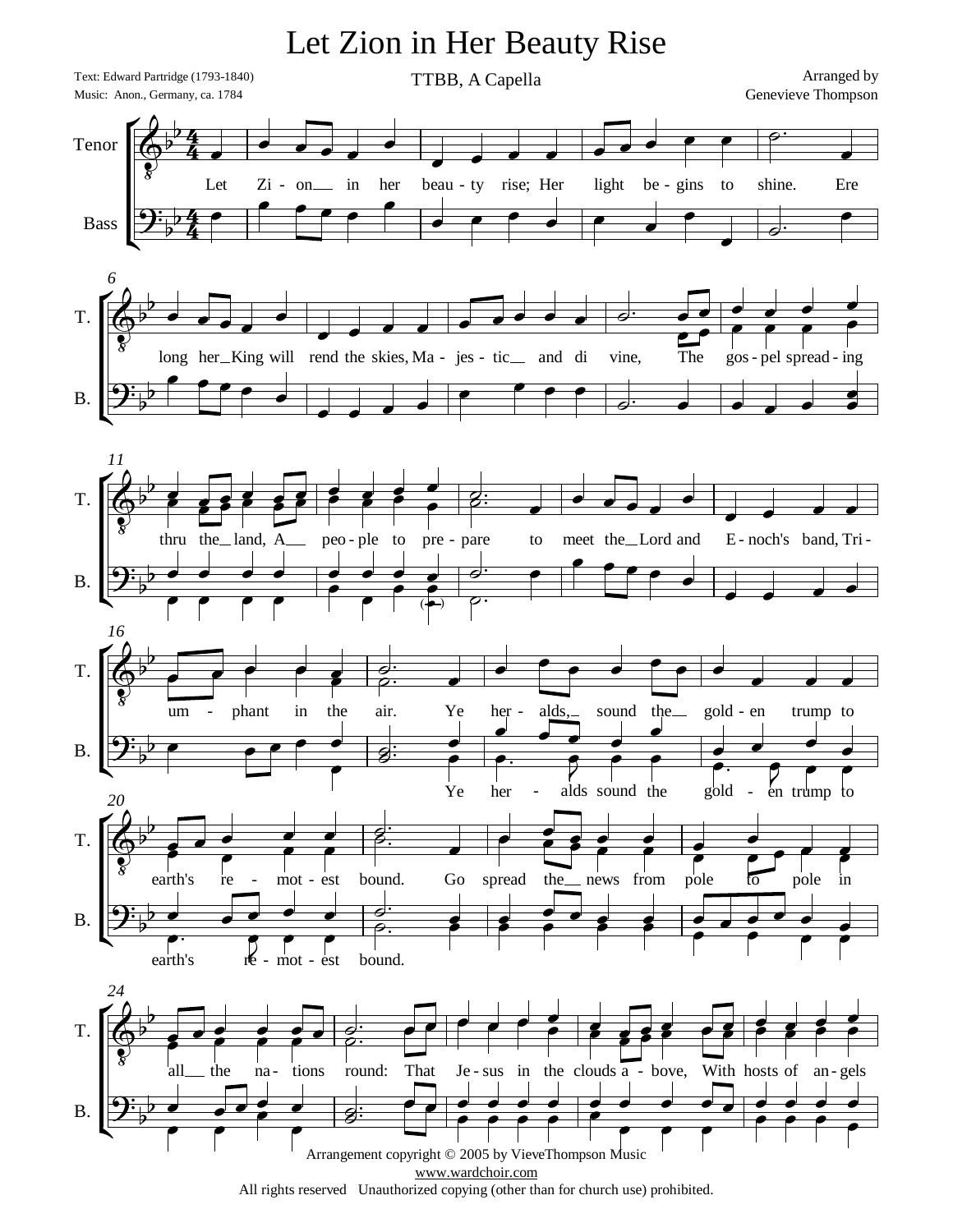# Let Zion in Her Beauty Rise

Text: Edward Partridge (1793-1840)
Music: Anon., Germany, ca. 1784

TTBB, A Capella

Arranged by
Genevieve Thompson

Let Zi - on in her beau - ty rise; Her light be - gins to shine. Ere long her King will rend the skies, Ma - jes - tic and di vine, The gos - pel spread - ing thru the land, A peo - ple to pre - pare to meet the Lord and E - noch's band, Tri - um - phant in the air. Ye her - alds, sound the gold - en trump to earth's re - mot - est bound. Go spread the news from pole to pole in all the na - tions round: That Je - sus in the clouds a - bove, With hosts of an - gels

Ye her - alds sound the gold - en trump to earth's re - mot - est bound.

Arrangement copyright © 2005 by VieveThompson Music
www.wardchoir.com
All rights reserved Unauthorized copying (other than for church use) prohibited.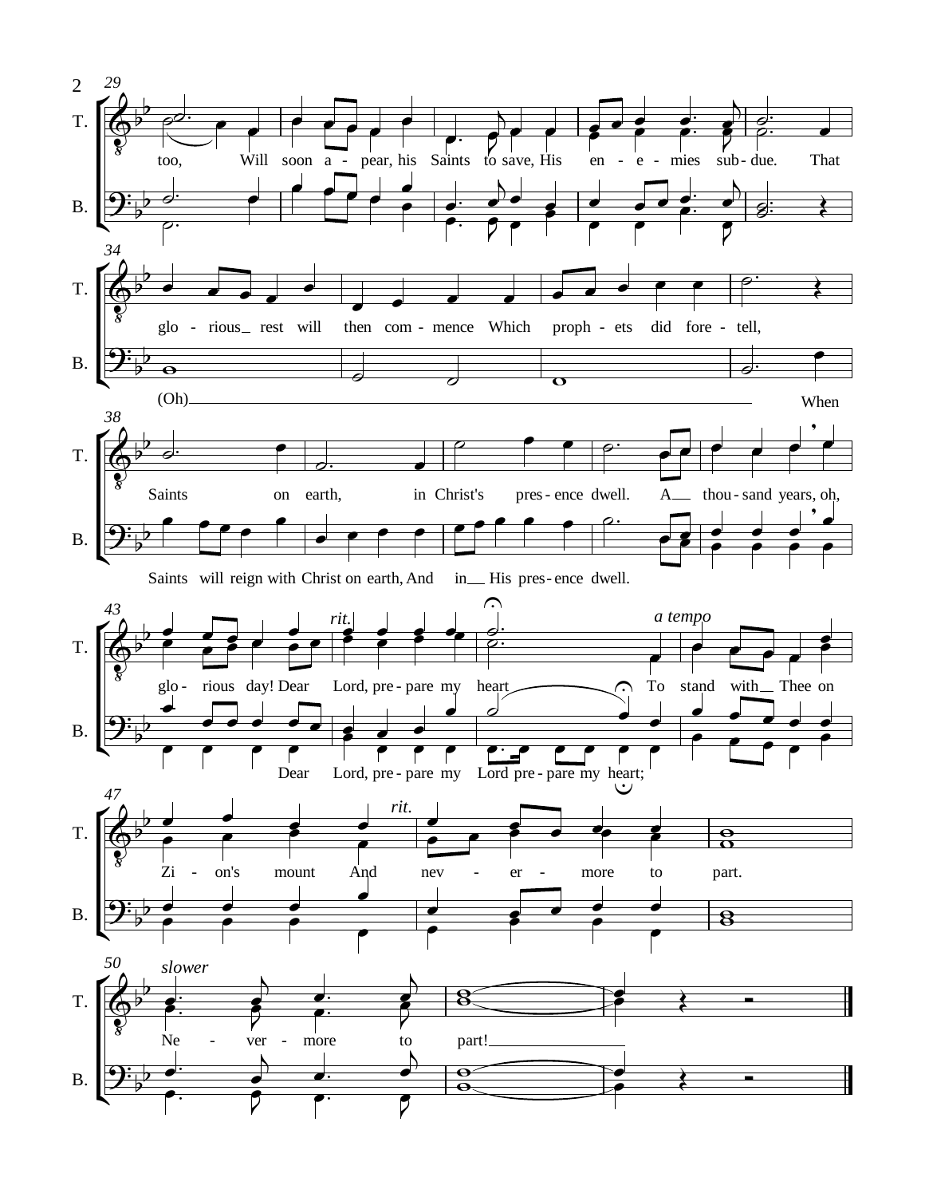T.

too, Will soon a - pear, his Saints to save, His en - e - mies sub - due. That

B.

T.

glo - rious rest will then com - mence Which proph - ets did fore - tell,

B.

(Oh) When

T.

Saints on earth, in Christ's pres - ence dwell. A thou - sand years, oh,

B.

Saints will reign with Christ on earth, And in His pres - ence dwell.

T.

*rit.* *a tempo*

glo - rious day! Dear Lord, pre - pare my heart To stand with Thee on

B.

Dear Lord, pre - pare my Lord pre - pare my heart;

T.

*rit.*

Zi - on's mount And nev - er - more to part.

B.

T.

*slower*

Ne - ver - more to part!

B.